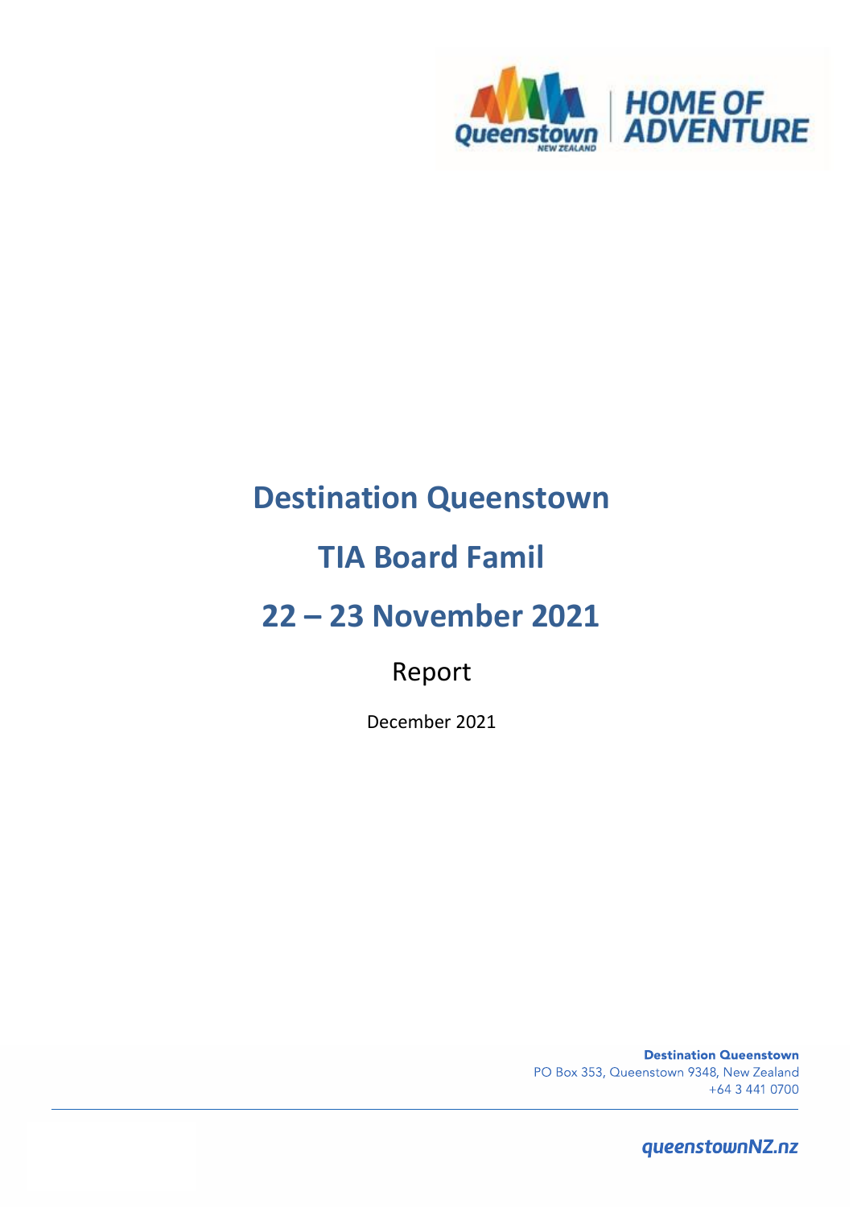# Destination Queenstown

# TIA Board Famil

# 22 – 23 November 2021

Report

December 2021

**Destination Queenstown**
PO Box 353, Queenstown 9348, New Zealand
+64 3 441 0700

queenstownNZ.nz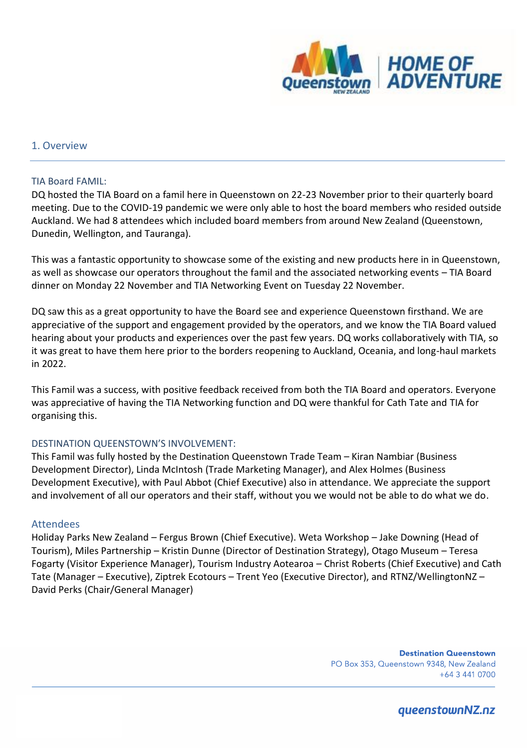## 1. Overview

### TIA Board FAMIL:

DQ hosted the TIA Board on a famil here in Queenstown on 22-23 November prior to their quarterly board meeting. Due to the COVID-19 pandemic we were only able to host the board members who resided outside Auckland. We had 8 attendees which included board members from around New Zealand (Queenstown, Dunedin, Wellington, and Tauranga).

This was a fantastic opportunity to showcase some of the existing and new products here in in Queenstown, as well as showcase our operators throughout the famil and the associated networking events – TIA Board dinner on Monday 22 November and TIA Networking Event on Tuesday 22 November.

DQ saw this as a great opportunity to have the Board see and experience Queenstown firsthand. We are appreciative of the support and engagement provided by the operators, and we know the TIA Board valued hearing about your products and experiences over the past few years. DQ works collaboratively with TIA, so it was great to have them here prior to the borders reopening to Auckland, Oceania, and long-haul markets in 2022.

This Famil was a success, with positive feedback received from both the TIA Board and operators. Everyone was appreciative of having the TIA Networking function and DQ were thankful for Cath Tate and TIA for organising this.

### DESTINATION QUEENSTOWN'S INVOLVEMENT:

This Famil was fully hosted by the Destination Queenstown Trade Team – Kiran Nambiar (Business Development Director), Linda McIntosh (Trade Marketing Manager), and Alex Holmes (Business Development Executive), with Paul Abbot (Chief Executive) also in attendance. We appreciate the support and involvement of all our operators and their staff, without you we would not be able to do what we do.

### Attendees

Holiday Parks New Zealand – Fergus Brown (Chief Executive). Weta Workshop – Jake Downing (Head of Tourism), Miles Partnership – Kristin Dunne (Director of Destination Strategy), Otago Museum – Teresa Fogarty (Visitor Experience Manager), Tourism Industry Aotearoa – Christ Roberts (Chief Executive) and Cath Tate (Manager – Executive), Ziptrek Ecotours – Trent Yeo (Executive Director), and RTNZ/WellingtonNZ – David Perks (Chair/General Manager)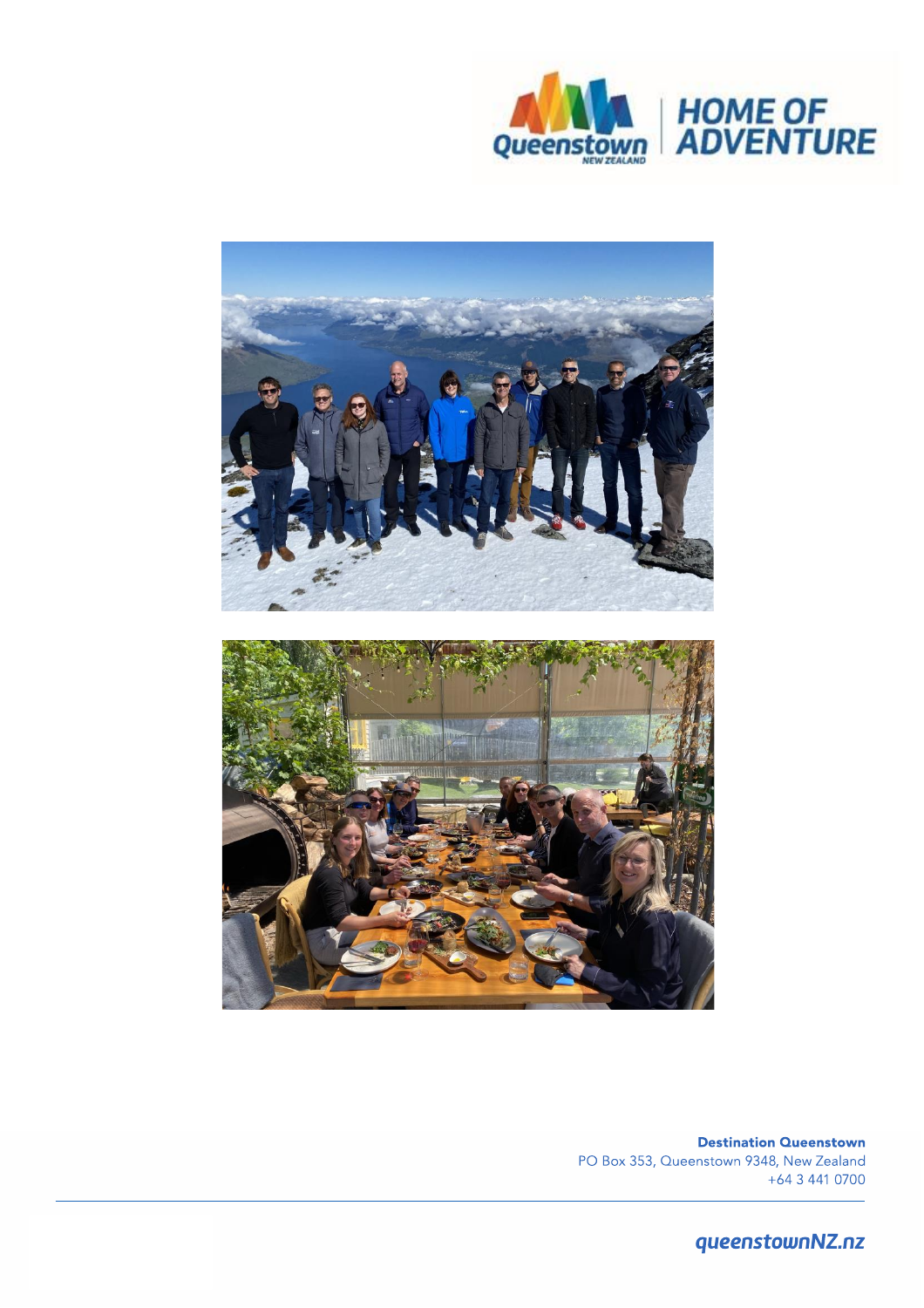**Destination Queenstown**
PO Box 353, Queenstown 9348, New Zealand
+64 3 441 0700

queenstownNZ.nz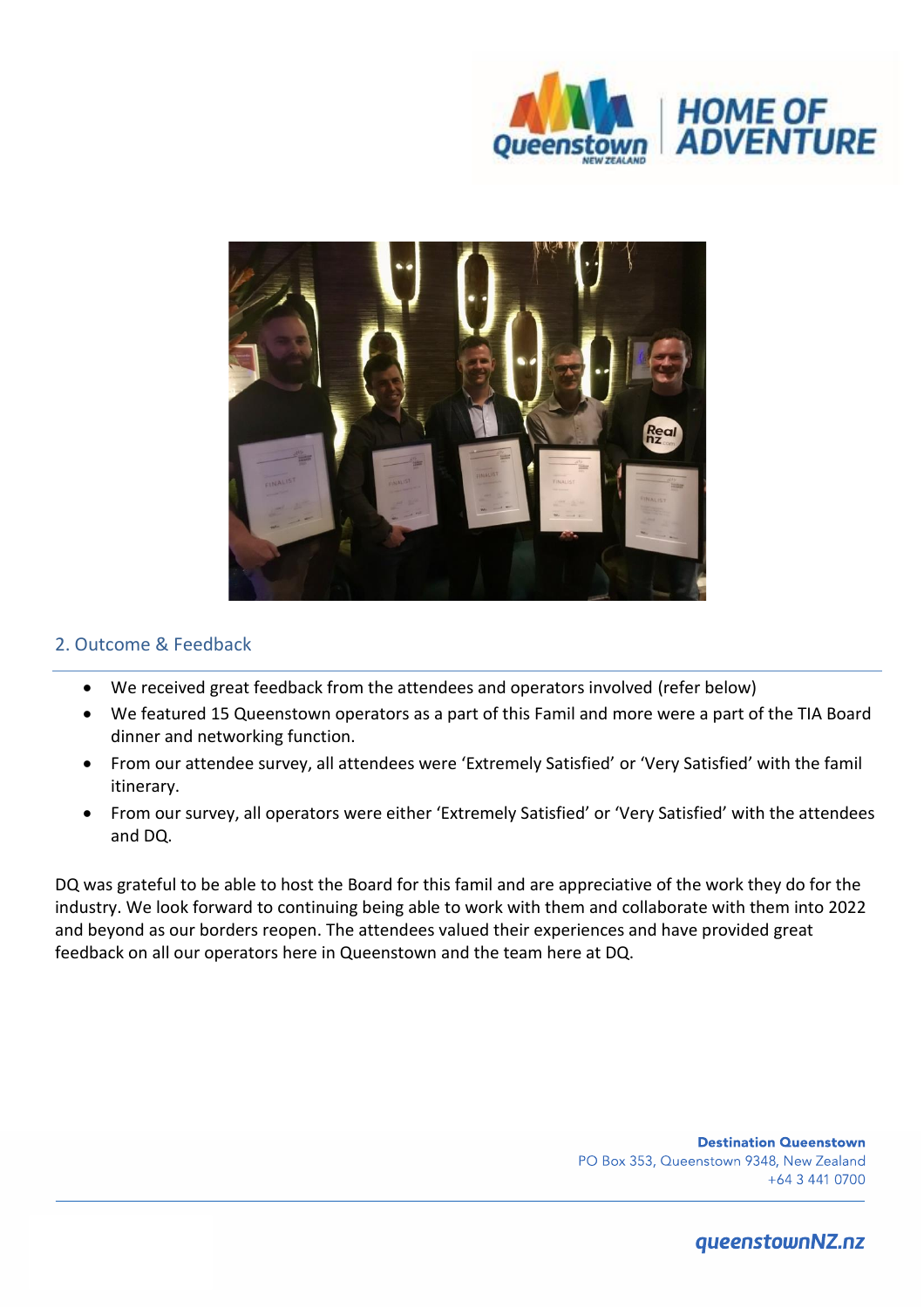## 2. Outcome & Feedback

- We received great feedback from the attendees and operators involved (refer below)
- We featured 15 Queenstown operators as a part of this Famil and more were a part of the TIA Board dinner and networking function.
- From our attendee survey, all attendees were 'Extremely Satisfied' or 'Very Satisfied' with the famil itinerary.
- From our survey, all operators were either 'Extremely Satisfied' or 'Very Satisfied' with the attendees and DQ.

DQ was grateful to be able to host the Board for this famil and are appreciative of the work they do for the industry. We look forward to continuing being able to work with them and collaborate with them into 2022 and beyond as our borders reopen. The attendees valued their experiences and have provided great feedback on all our operators here in Queenstown and the team here at DQ.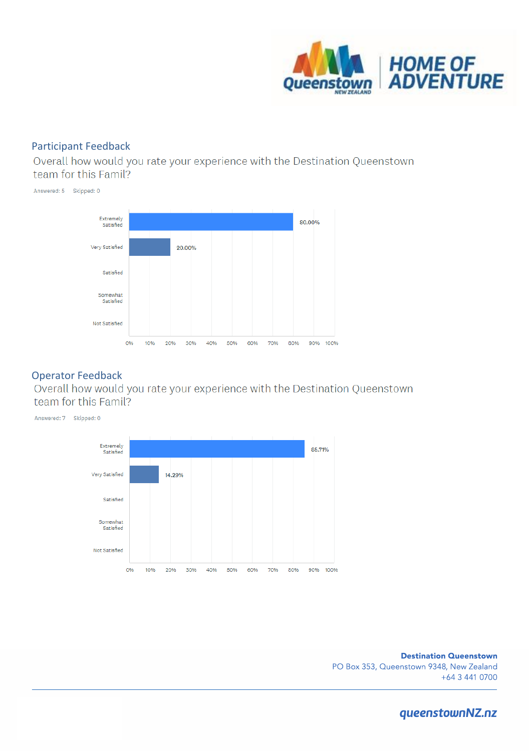## Participant Feedback

Overall how would you rate your experience with the Destination Queenstown team for this Famil?

Answered: 5 Skipped: 0

| Response | Percentage |
| --- | --- |
| Extremely Satisfied | 80.00% |
| Very Satisfied | 20.00% |
| Satisfied | |
| Somewhat Satisfied | |
| Not Satisfied | |

## Operator Feedback

Overall how would you rate your experience with the Destination Queenstown team for this Famil?

Answered: 7 Skipped: 0

| Response | Percentage |
| --- | --- |
| Extremely Satisfied | 85.71% |
| Very Satisfied | 14.29% |
| Satisfied | |
| Somewhat Satisfied | |
| Not Satisfied | |

**Destination Queenstown**
PO Box 353, Queenstown 9348, New Zealand
+64 3 441 0700

queenstownNZ.nz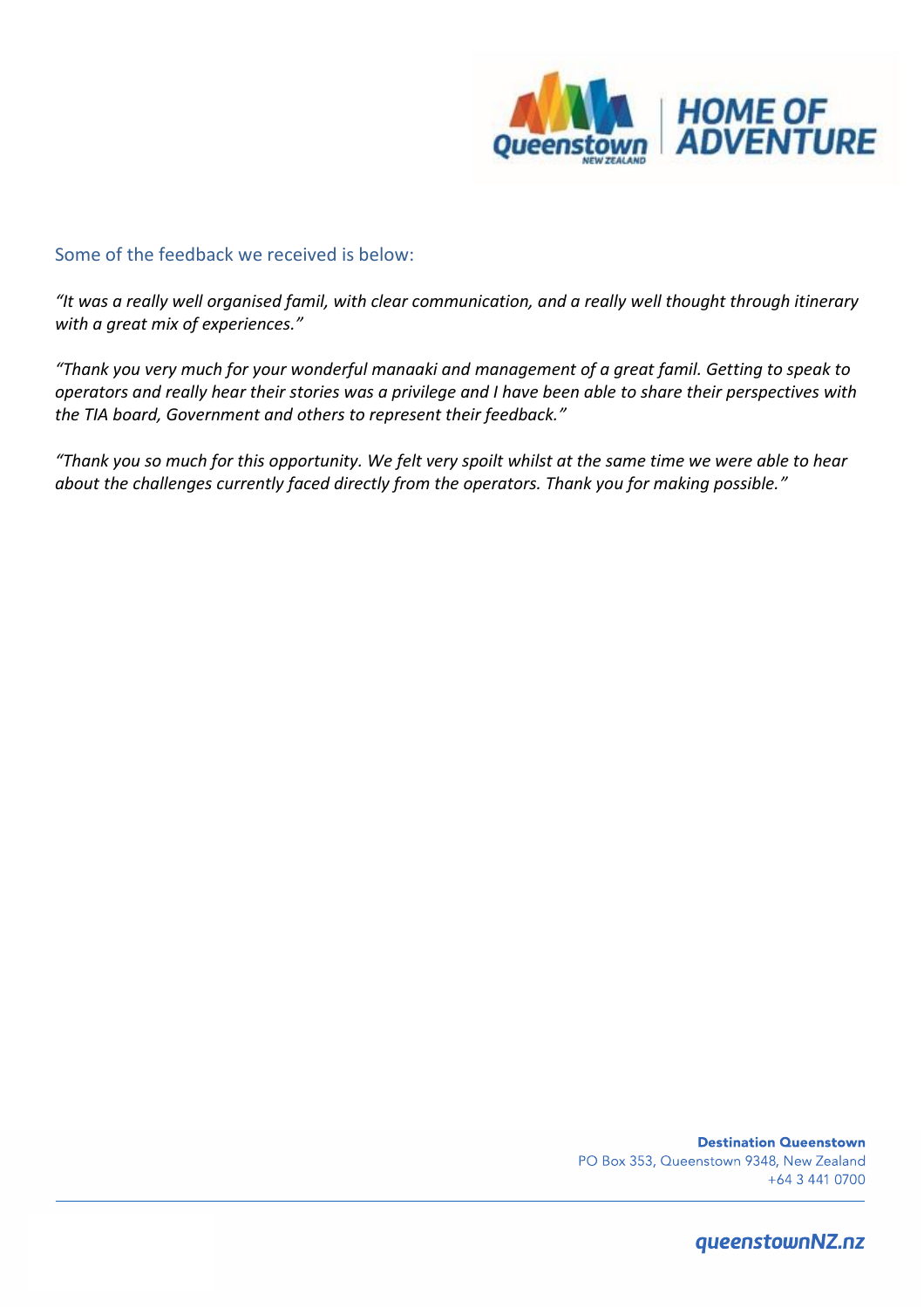Some of the feedback we received is below:

*"It was a really well organised famil, with clear communication, and a really well thought through itinerary with a great mix of experiences."*

*"Thank you very much for your wonderful manaaki and management of a great famil. Getting to speak to operators and really hear their stories was a privilege and I have been able to share their perspectives with the TIA board, Government and others to represent their feedback."*

*"Thank you so much for this opportunity. We felt very spoilt whilst at the same time we were able to hear about the challenges currently faced directly from the operators. Thank you for making possible."*